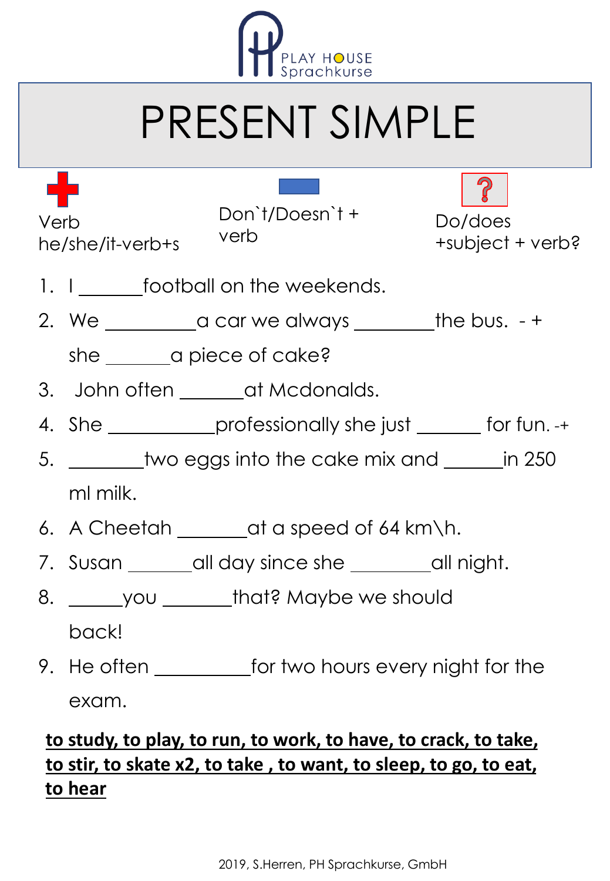PLAY HOUSE
Sprachkurse

# PRESENT SIMPLE

| + | − | ? |
| --- | --- | --- |
| Verb he/she/it-verb+s | Don`t/Doesn`t + verb | Do/does +subject + verb? |

1. I ______football on the weekends.
2. We _________a car we always ________the bus.  - +
   she ______a piece of cake?
3. John often ______at Mcdonalds.
4. She ___________professionally she just ______ for fun. -+
5. ________two eggs into the cake mix and ______in 250 ml milk.
6. A Cheetah _______at a speed of 64 km\h.
7. Susan ______all day since she ________all night.
8. _____you _______that? Maybe we should back!
9. He often __________for two hours every night for the exam.

**<u>to study, to play, to run, to work, to have, to crack, to take, to stir, to skate x2, to take , to want, to sleep, to go, to eat, to hear</u>**

2019, S.Herren, PH Sprachkurse, GmbH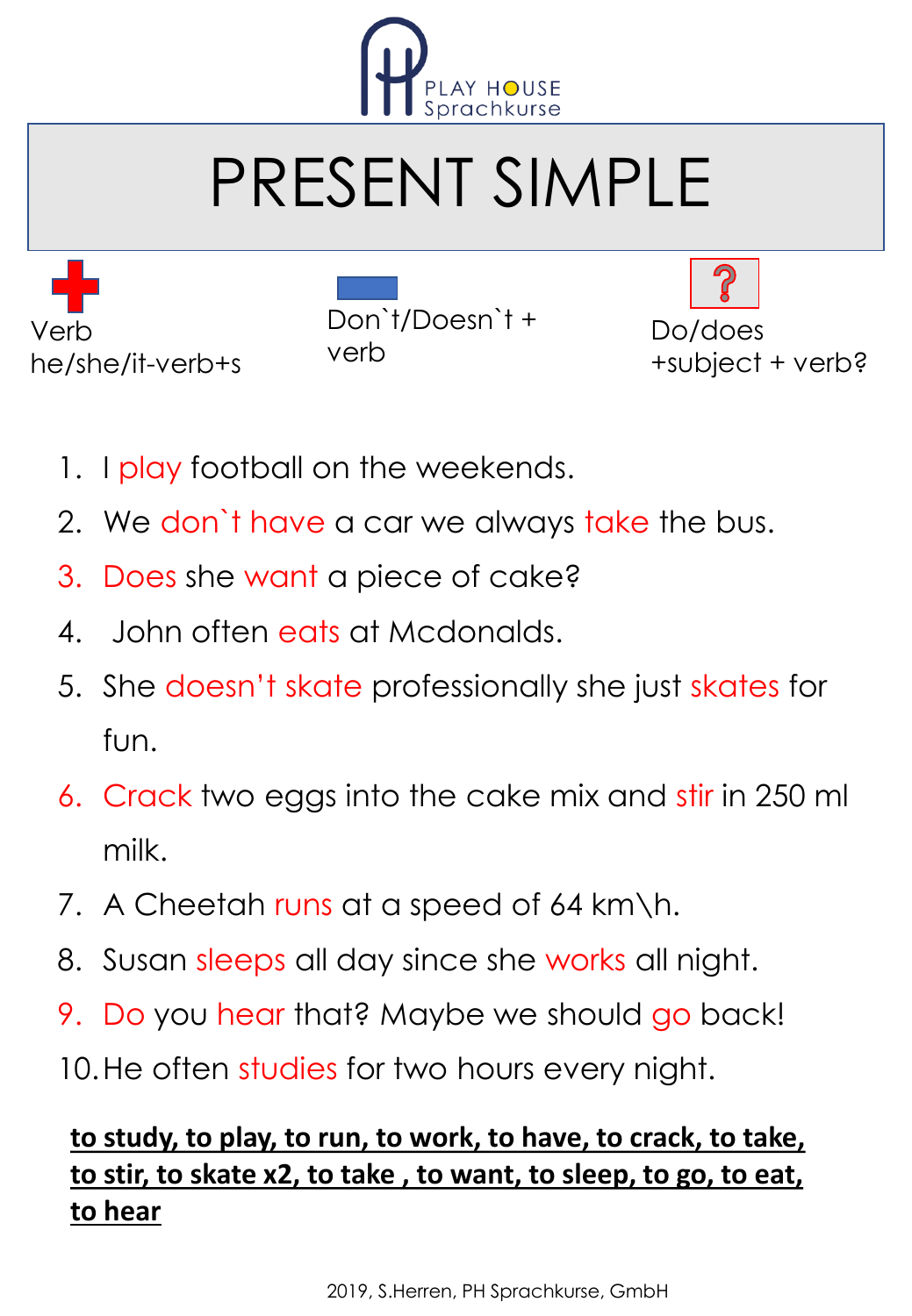PLAY HOUSE Sprachkurse

# PRESENT SIMPLE

Verb he/she/it-verb+s

Don`t/Doesn`t + verb

Do/does +subject + verb?

1. I play football on the weekends.
2. We don`t have a car we always take the bus.
3. Does she want a piece of cake?
4. John often eats at Mcdonalds.
5. She doesn't skate professionally she just skates for fun.
6. Crack two eggs into the cake mix and stir in 250 ml milk.
7. A Cheetah runs at a speed of 64 km\h.
8. Susan sleeps all day since she works all night.
9. Do you hear that? Maybe we should go back!
10. He often studies for two hours every night.

**to study, to play, to run, to work, to have, to crack, to take, to stir, to skate x2, to take , to want, to sleep, to go, to eat, to hear**

2019, S.Herren, PH Sprachkurse, GmbH